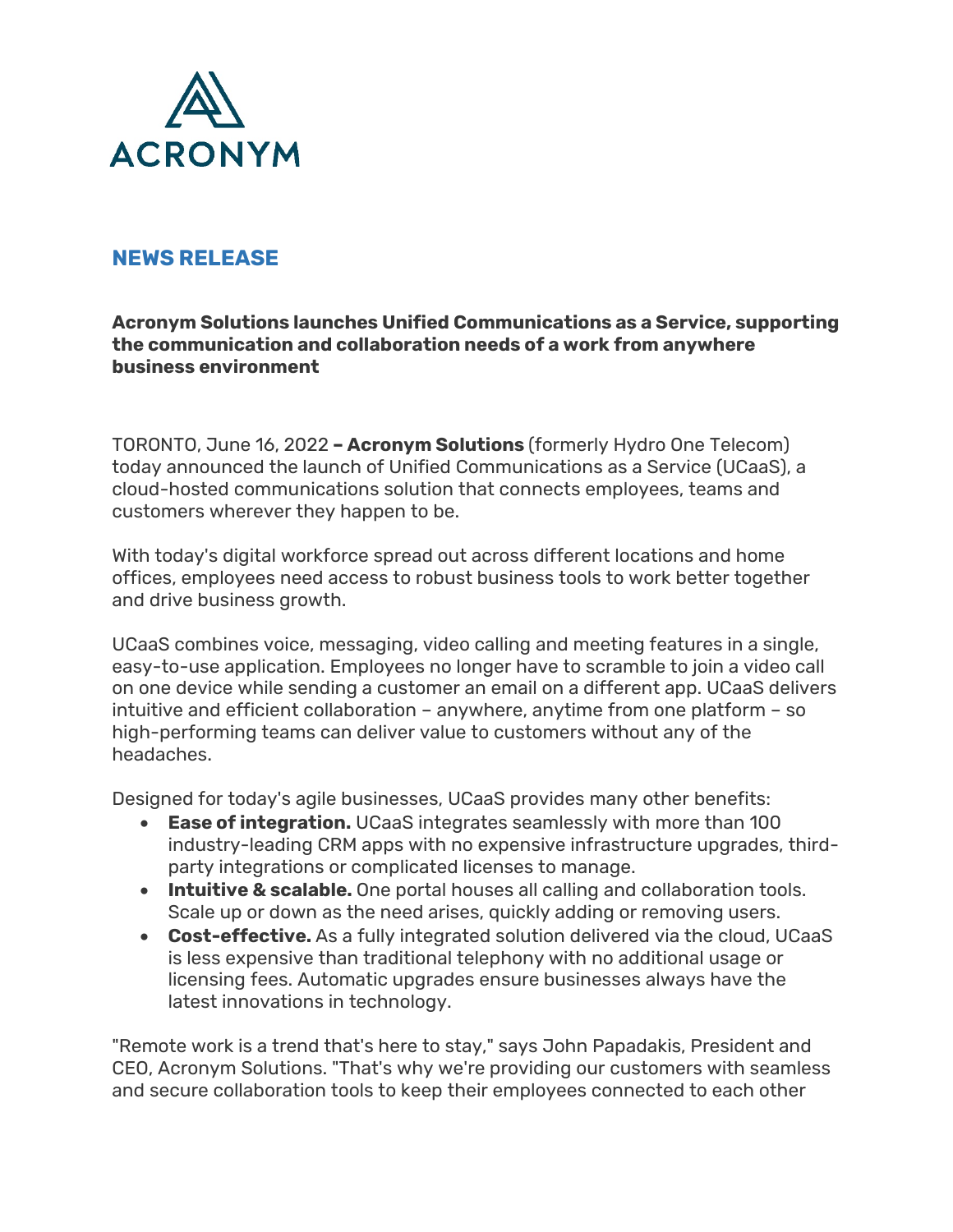ACRONYM

## NEWS RELEASE

**Acronym Solutions launches Unified Communications as a Service, supporting the communication and collaboration needs of a work from anywhere business environment**

TORONTO, June 16, 2022 **– Acronym Solutions** (formerly Hydro One Telecom) today announced the launch of Unified Communications as a Service (UCaaS), a cloud-hosted communications solution that connects employees, teams and customers wherever they happen to be.

With today's digital workforce spread out across different locations and home offices, employees need access to robust business tools to work better together and drive business growth.

UCaaS combines voice, messaging, video calling and meeting features in a single, easy-to-use application. Employees no longer have to scramble to join a video call on one device while sending a customer an email on a different app. UCaaS delivers intuitive and efficient collaboration – anywhere, anytime from one platform – so high-performing teams can deliver value to customers without any of the headaches.

Designed for today's agile businesses, UCaaS provides many other benefits:

- **Ease of integration.** UCaaS integrates seamlessly with more than 100 industry-leading CRM apps with no expensive infrastructure upgrades, third-party integrations or complicated licenses to manage.
- **Intuitive & scalable.** One portal houses all calling and collaboration tools. Scale up or down as the need arises, quickly adding or removing users.
- **Cost-effective.** As a fully integrated solution delivered via the cloud, UCaaS is less expensive than traditional telephony with no additional usage or licensing fees. Automatic upgrades ensure businesses always have the latest innovations in technology.

"Remote work is a trend that's here to stay," says John Papadakis, President and CEO, Acronym Solutions. "That's why we're providing our customers with seamless and secure collaboration tools to keep their employees connected to each other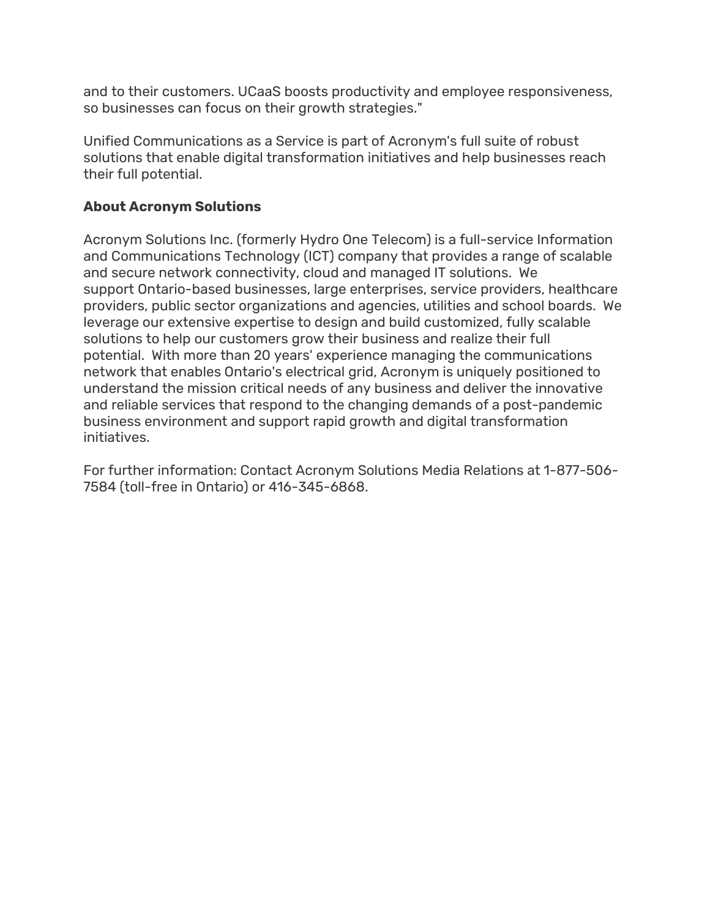and to their customers. UCaaS boosts productivity and employee responsiveness, so businesses can focus on their growth strategies."

Unified Communications as a Service is part of Acronym's full suite of robust solutions that enable digital transformation initiatives and help businesses reach their full potential.

**About Acronym Solutions**

Acronym Solutions Inc. (formerly Hydro One Telecom) is a full-service Information and Communications Technology (ICT) company that provides a range of scalable and secure network connectivity, cloud and managed IT solutions. We support Ontario-based businesses, large enterprises, service providers, healthcare providers, public sector organizations and agencies, utilities and school boards. We leverage our extensive expertise to design and build customized, fully scalable solutions to help our customers grow their business and realize their full potential. With more than 20 years' experience managing the communications network that enables Ontario's electrical grid, Acronym is uniquely positioned to understand the mission critical needs of any business and deliver the innovative and reliable services that respond to the changing demands of a post-pandemic business environment and support rapid growth and digital transformation initiatives.

For further information: Contact Acronym Solutions Media Relations at 1-877-506-7584 (toll-free in Ontario) or 416-345-6868.